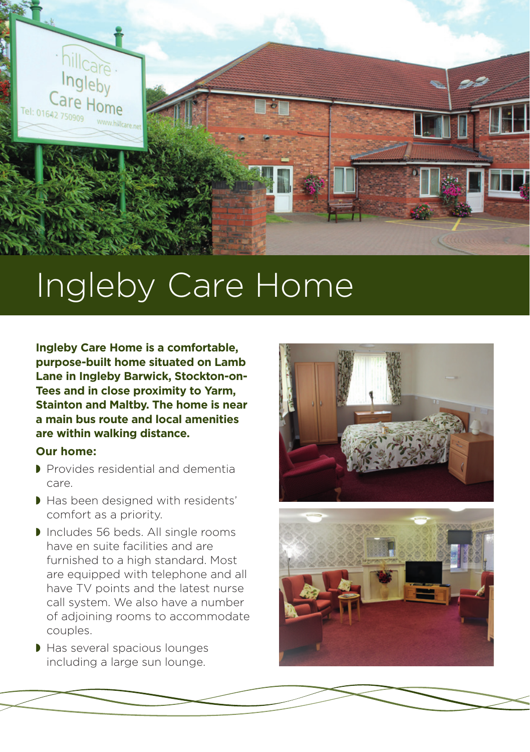# Ingleby Care Home

**Ingleby Care Home is a comfortable, purpose-built home situated on Lamb Lane in Ingleby Barwick, Stockton-on-Tees and in close proximity to Yarm, Stainton and Maltby. The home is near a main bus route and local amenities are within walking distance.**

**Our home:**

- Provides residential and dementia care.
- Has been designed with residents' comfort as a priority.
- Includes 56 beds. All single rooms have en suite facilities and are furnished to a high standard. Most are equipped with telephone and all have TV points and the latest nurse call system. We also have a number of adjoining rooms to accommodate couples.
- Has several spacious lounges including a large sun lounge.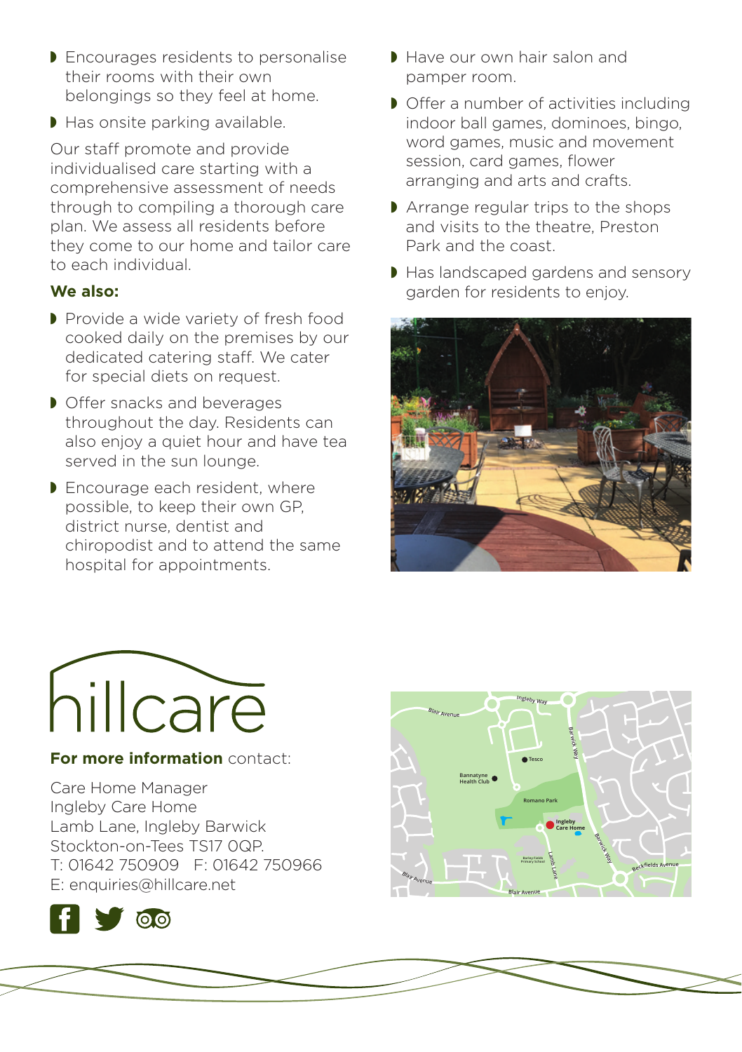- Encourages residents to personalise their rooms with their own belongings so they feel at home.
- Has onsite parking available.

Our staff promote and provide individualised care starting with a comprehensive assessment of needs through to compiling a thorough care plan. We assess all residents before they come to our home and tailor care to each individual.

**We also:**

- Provide a wide variety of fresh food cooked daily on the premises by our dedicated catering staff. We cater for special diets on request.
- Offer snacks and beverages throughout the day. Residents can also enjoy a quiet hour and have tea served in the sun lounge.
- Encourage each resident, where possible, to keep their own GP, district nurse, dentist and chiropodist and to attend the same hospital for appointments.
- Have our own hair salon and pamper room.
- Offer a number of activities including indoor ball games, dominoes, bingo, word games, music and movement session, card games, flower arranging and arts and crafts.
- Arrange regular trips to the shops and visits to the theatre, Preston Park and the coast.
- Has landscaped gardens and sensory garden for residents to enjoy.

hillcare

**For more information** contact:

Care Home Manager
Ingleby Care Home
Lamb Lane, Ingleby Barwick
Stockton-on-Tees TS17 0QP.
T: 01642 750909 F: 01642 750966
E: enquiries@hillcare.net

Ingleby Way
Blair Avenue
Barwick Way
Tesco
Bannatyne Health Club
Romano Park
Ingleby Care Home
Barley Fields Primary School
Lamb Lane
Barwick Way
Beckfields Avenue
Blair Avenue
Blair Avenue